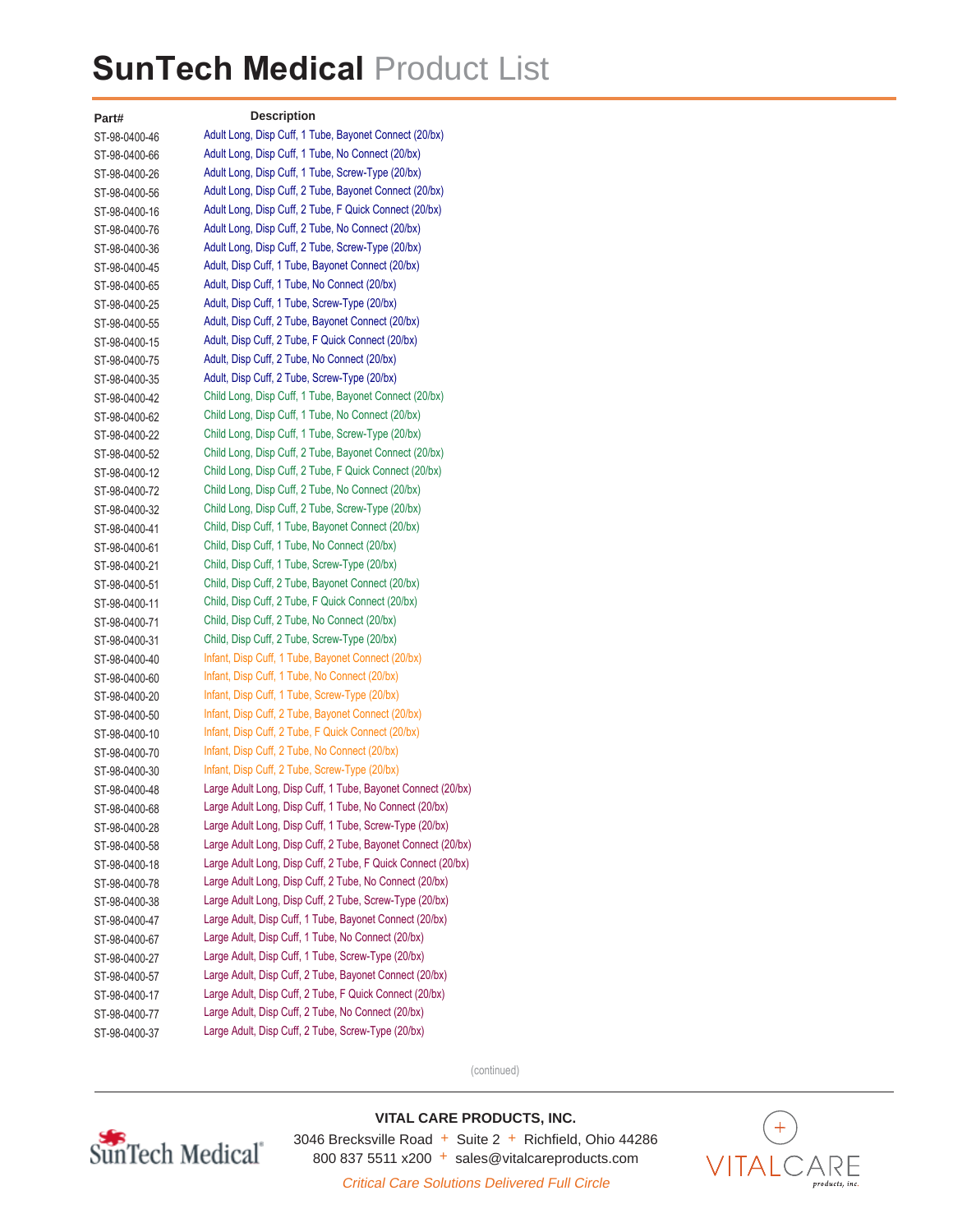# SunTech Medical Product List

| Part# | Description |
|---|---|
| ST-98-0400-46 | Adult Long, Disp Cuff, 1 Tube, Bayonet Connect (20/bx) |
| ST-98-0400-66 | Adult Long, Disp Cuff, 1 Tube, No Connect (20/bx) |
| ST-98-0400-26 | Adult Long, Disp Cuff, 1 Tube, Screw-Type (20/bx) |
| ST-98-0400-56 | Adult Long, Disp Cuff, 2 Tube, Bayonet Connect (20/bx) |
| ST-98-0400-16 | Adult Long, Disp Cuff, 2 Tube, F Quick Connect (20/bx) |
| ST-98-0400-76 | Adult Long, Disp Cuff, 2 Tube, No Connect (20/bx) |
| ST-98-0400-36 | Adult Long, Disp Cuff, 2 Tube, Screw-Type (20/bx) |
| ST-98-0400-45 | Adult, Disp Cuff, 1 Tube, Bayonet Connect (20/bx) |
| ST-98-0400-65 | Adult, Disp Cuff, 1 Tube, No Connect (20/bx) |
| ST-98-0400-25 | Adult, Disp Cuff, 1 Tube, Screw-Type (20/bx) |
| ST-98-0400-55 | Adult, Disp Cuff, 2 Tube, Bayonet Connect (20/bx) |
| ST-98-0400-15 | Adult, Disp Cuff, 2 Tube, F Quick Connect (20/bx) |
| ST-98-0400-75 | Adult, Disp Cuff, 2 Tube, No Connect (20/bx) |
| ST-98-0400-35 | Adult, Disp Cuff, 2 Tube, Screw-Type (20/bx) |
| ST-98-0400-42 | Child Long, Disp Cuff, 1 Tube, Bayonet Connect (20/bx) |
| ST-98-0400-62 | Child Long, Disp Cuff, 1 Tube, No Connect (20/bx) |
| ST-98-0400-22 | Child Long, Disp Cuff, 1 Tube, Screw-Type (20/bx) |
| ST-98-0400-52 | Child Long, Disp Cuff, 2 Tube, Bayonet Connect (20/bx) |
| ST-98-0400-12 | Child Long, Disp Cuff, 2 Tube, F Quick Connect (20/bx) |
| ST-98-0400-72 | Child Long, Disp Cuff, 2 Tube, No Connect (20/bx) |
| ST-98-0400-32 | Child Long, Disp Cuff, 2 Tube, Screw-Type (20/bx) |
| ST-98-0400-41 | Child, Disp Cuff, 1 Tube, Bayonet Connect (20/bx) |
| ST-98-0400-61 | Child, Disp Cuff, 1 Tube, No Connect (20/bx) |
| ST-98-0400-21 | Child, Disp Cuff, 1 Tube, Screw-Type (20/bx) |
| ST-98-0400-51 | Child, Disp Cuff, 2 Tube, Bayonet Connect (20/bx) |
| ST-98-0400-11 | Child, Disp Cuff, 2 Tube, F Quick Connect (20/bx) |
| ST-98-0400-71 | Child, Disp Cuff, 2 Tube, No Connect (20/bx) |
| ST-98-0400-31 | Child, Disp Cuff, 2 Tube, Screw-Type (20/bx) |
| ST-98-0400-40 | Infant, Disp Cuff, 1 Tube, Bayonet Connect (20/bx) |
| ST-98-0400-60 | Infant, Disp Cuff, 1 Tube, No Connect (20/bx) |
| ST-98-0400-20 | Infant, Disp Cuff, 1 Tube, Screw-Type (20/bx) |
| ST-98-0400-50 | Infant, Disp Cuff, 2 Tube, Bayonet Connect (20/bx) |
| ST-98-0400-10 | Infant, Disp Cuff, 2 Tube, F Quick Connect (20/bx) |
| ST-98-0400-70 | Infant, Disp Cuff, 2 Tube, No Connect (20/bx) |
| ST-98-0400-30 | Infant, Disp Cuff, 2 Tube, Screw-Type (20/bx) |
| ST-98-0400-48 | Large Adult Long, Disp Cuff, 1 Tube, Bayonet Connect (20/bx) |
| ST-98-0400-68 | Large Adult Long, Disp Cuff, 1 Tube, No Connect (20/bx) |
| ST-98-0400-28 | Large Adult Long, Disp Cuff, 1 Tube, Screw-Type (20/bx) |
| ST-98-0400-58 | Large Adult Long, Disp Cuff, 2 Tube, Bayonet Connect (20/bx) |
| ST-98-0400-18 | Large Adult Long, Disp Cuff, 2 Tube, F Quick Connect (20/bx) |
| ST-98-0400-78 | Large Adult Long, Disp Cuff, 2 Tube, No Connect (20/bx) |
| ST-98-0400-38 | Large Adult Long, Disp Cuff, 2 Tube, Screw-Type (20/bx) |
| ST-98-0400-47 | Large Adult, Disp Cuff, 1 Tube, Bayonet Connect (20/bx) |
| ST-98-0400-67 | Large Adult, Disp Cuff, 1 Tube, No Connect (20/bx) |
| ST-98-0400-27 | Large Adult, Disp Cuff, 1 Tube, Screw-Type (20/bx) |
| ST-98-0400-57 | Large Adult, Disp Cuff, 2 Tube, Bayonet Connect (20/bx) |
| ST-98-0400-17 | Large Adult, Disp Cuff, 2 Tube, F Quick Connect (20/bx) |
| ST-98-0400-77 | Large Adult, Disp Cuff, 2 Tube, No Connect (20/bx) |
| ST-98-0400-37 | Large Adult, Disp Cuff, 2 Tube, Screw-Type (20/bx) |

(continued)

**VITAL CARE PRODUCTS, INC.**

3046 Brecksville Road + Suite 2 + Richfield, Ohio 44286

800 837 5511 x200 + sales@vitalcareproducts.com

*Critical Care Solutions Delivered Full Circle*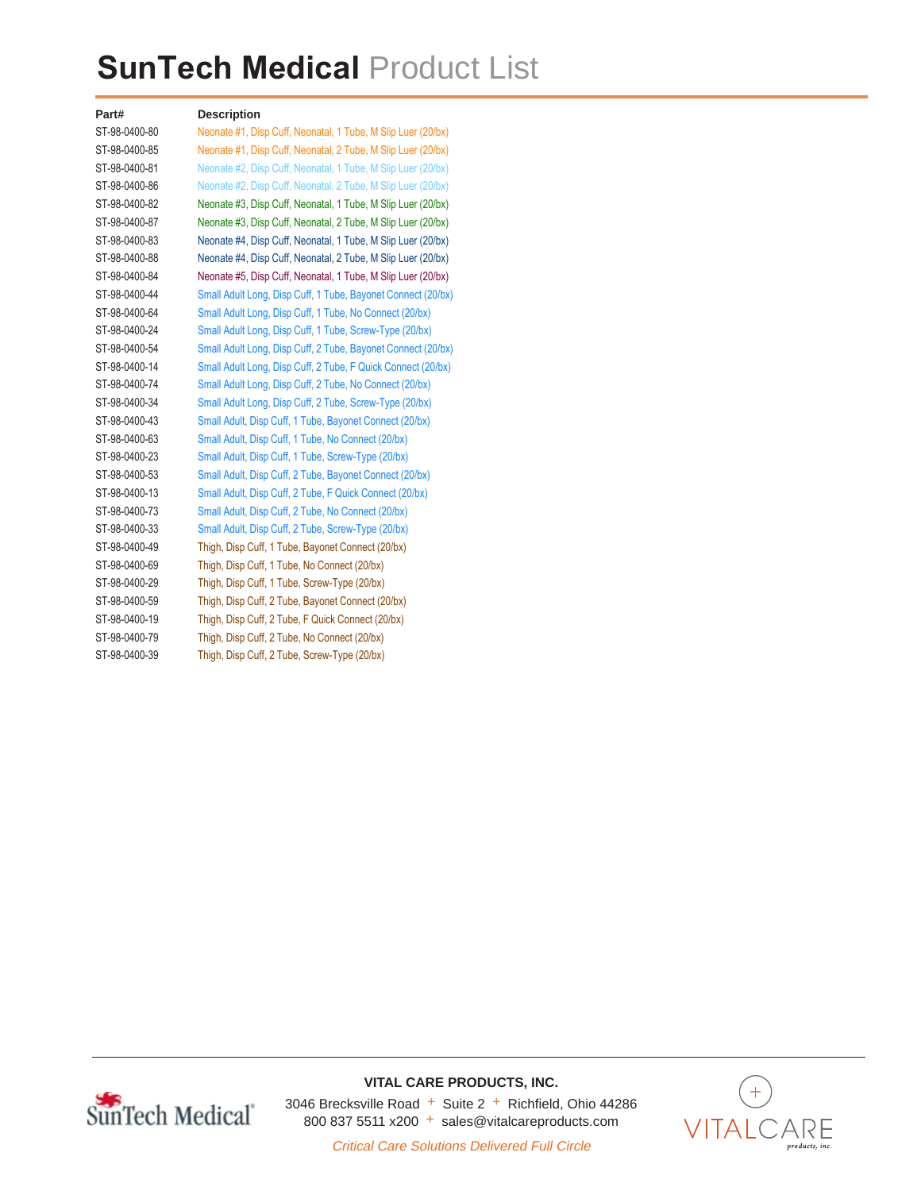# SunTech Medical Product List

| Part# | Description |
|---|---|
| ST-98-0400-80 | Neonate #1, Disp Cuff, Neonatal, 1 Tube, M Slip Luer (20/bx) |
| ST-98-0400-85 | Neonate #1, Disp Cuff, Neonatal, 2 Tube, M Slip Luer (20/bx) |
| ST-98-0400-81 | Neonate #2, Disp Cuff, Neonatal, 1 Tube, M Slip Luer (20/bx) |
| ST-98-0400-86 | Neonate #2, Disp Cuff, Neonatal, 2 Tube, M Slip Luer (20/bx) |
| ST-98-0400-82 | Neonate #3, Disp Cuff, Neonatal, 1 Tube, M Slip Luer (20/bx) |
| ST-98-0400-87 | Neonate #3, Disp Cuff, Neonatal, 2 Tube, M Slip Luer (20/bx) |
| ST-98-0400-83 | Neonate #4, Disp Cuff, Neonatal, 1 Tube, M Slip Luer (20/bx) |
| ST-98-0400-88 | Neonate #4, Disp Cuff, Neonatal, 2 Tube, M Slip Luer (20/bx) |
| ST-98-0400-84 | Neonate #5, Disp Cuff, Neonatal, 1 Tube, M Slip Luer (20/bx) |
| ST-98-0400-44 | Small Adult Long, Disp Cuff, 1 Tube, Bayonet Connect (20/bx) |
| ST-98-0400-64 | Small Adult Long, Disp Cuff, 1 Tube, No Connect (20/bx) |
| ST-98-0400-24 | Small Adult Long, Disp Cuff, 1 Tube, Screw-Type (20/bx) |
| ST-98-0400-54 | Small Adult Long, Disp Cuff, 2 Tube, Bayonet Connect (20/bx) |
| ST-98-0400-14 | Small Adult Long, Disp Cuff, 2 Tube, F Quick Connect (20/bx) |
| ST-98-0400-74 | Small Adult Long, Disp Cuff, 2 Tube, No Connect (20/bx) |
| ST-98-0400-34 | Small Adult Long, Disp Cuff, 2 Tube, Screw-Type (20/bx) |
| ST-98-0400-43 | Small Adult, Disp Cuff, 1 Tube, Bayonet Connect (20/bx) |
| ST-98-0400-63 | Small Adult, Disp Cuff, 1 Tube, No Connect (20/bx) |
| ST-98-0400-23 | Small Adult, Disp Cuff, 1 Tube, Screw-Type (20/bx) |
| ST-98-0400-53 | Small Adult, Disp Cuff, 2 Tube, Bayonet Connect (20/bx) |
| ST-98-0400-13 | Small Adult, Disp Cuff, 2 Tube, F Quick Connect (20/bx) |
| ST-98-0400-73 | Small Adult, Disp Cuff, 2 Tube, No Connect (20/bx) |
| ST-98-0400-33 | Small Adult, Disp Cuff, 2 Tube, Screw-Type (20/bx) |
| ST-98-0400-49 | Thigh, Disp Cuff, 1 Tube, Bayonet Connect (20/bx) |
| ST-98-0400-69 | Thigh, Disp Cuff, 1 Tube, No Connect (20/bx) |
| ST-98-0400-29 | Thigh, Disp Cuff, 1 Tube, Screw-Type (20/bx) |
| ST-98-0400-59 | Thigh, Disp Cuff, 2 Tube, Bayonet Connect (20/bx) |
| ST-98-0400-19 | Thigh, Disp Cuff, 2 Tube, F Quick Connect (20/bx) |
| ST-98-0400-79 | Thigh, Disp Cuff, 2 Tube, No Connect (20/bx) |
| ST-98-0400-39 | Thigh, Disp Cuff, 2 Tube, Screw-Type (20/bx) |

SunTech Medical®

**VITAL CARE PRODUCTS, INC.**

3046 Brecksville Road + Suite 2 + Richfield, Ohio 44286
800 837 5511 x200 + sales@vitalcareproducts.com

*Critical Care Solutions Delivered Full Circle*

VITALCARE products, inc.